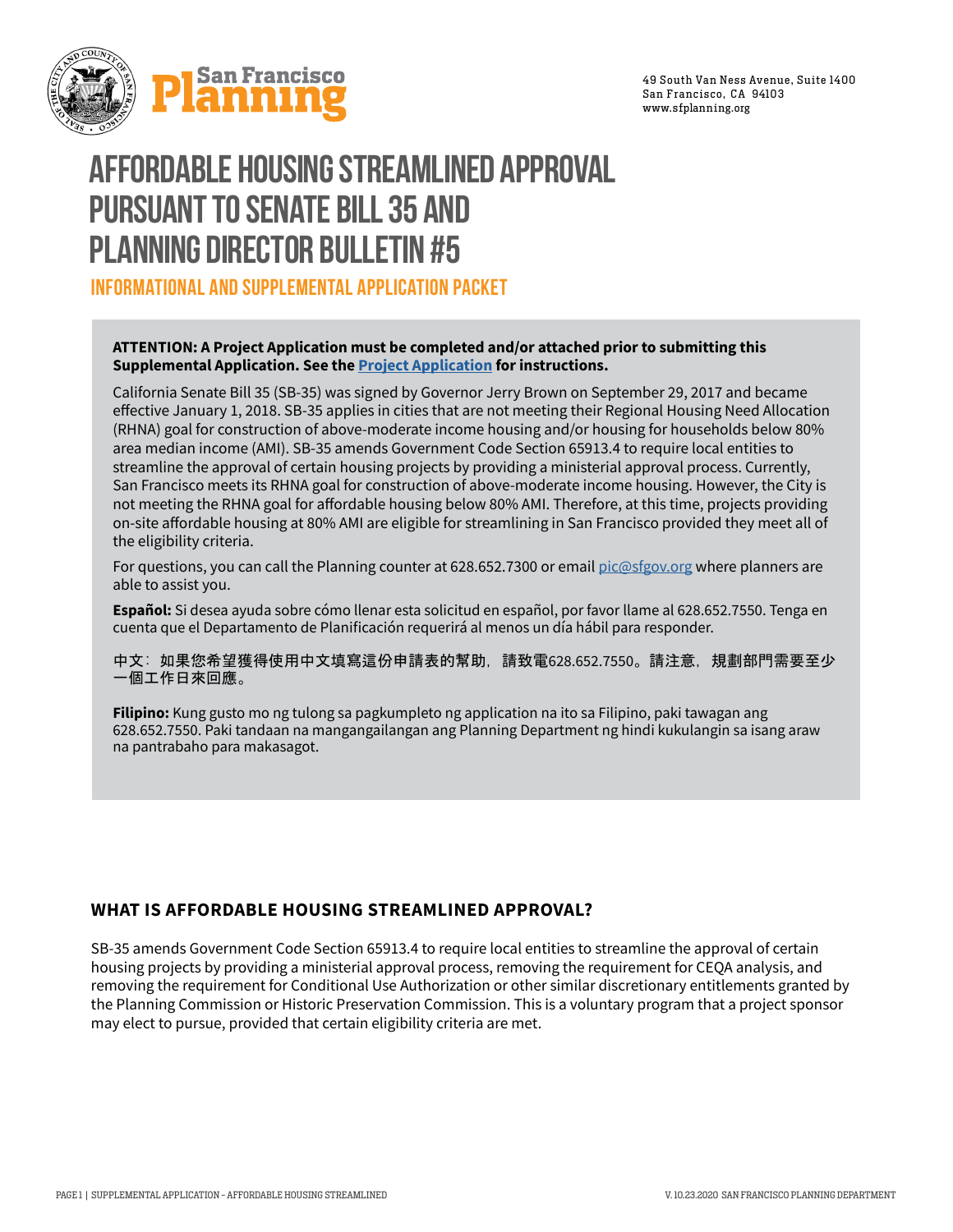San Francisco Planning

49 South Van Ness Avenue, Suite 1400
San Francisco, CA 94103
www.sfplanning.org

# AFFORDABLE HOUSING STREAMLINED APPROVAL PURSUANT TO SENATE BILL 35 AND PLANNING DIRECTOR BULLETIN #5

## INFORMATIONAL AND SUPPLEMENTAL APPLICATION PACKET

**ATTENTION: A Project Application must be completed and/or attached prior to submitting this Supplemental Application. See the [Project Application](#) for instructions.**

California Senate Bill 35 (SB-35) was signed by Governor Jerry Brown on September 29, 2017 and became effective January 1, 2018. SB-35 applies in cities that are not meeting their Regional Housing Need Allocation (RHNA) goal for construction of above-moderate income housing and/or housing for households below 80% area median income (AMI). SB-35 amends Government Code Section 65913.4 to require local entities to streamline the approval of certain housing projects by providing a ministerial approval process. Currently, San Francisco meets its RHNA goal for construction of above-moderate income housing. However, the City is not meeting the RHNA goal for affordable housing below 80% AMI. Therefore, at this time, projects providing on-site affordable housing at 80% AMI are eligible for streamlining in San Francisco provided they meet all of the eligibility criteria.

For questions, you can call the Planning counter at 628.652.7300 or email pic@sfgov.org where planners are able to assist you.

**Español:** Si desea ayuda sobre cómo llenar esta solicitud en español, por favor llame al 628.652.7550. Tenga en cuenta que el Departamento de Planificación requerirá al menos un día hábil para responder.

中文：如果您希望獲得使用中文填寫這份申請表的幫助，請致電628.652.7550。請注意，規劃部門需要至少一個工作日來回應。

**Filipino:** Kung gusto mo ng tulong sa pagkumpleto ng application na ito sa Filipino, paki tawagan ang 628.652.7550. Paki tandaan na mangangailangan ang Planning Department ng hindi kukulangin sa isang araw na pantrabaho para makasagot.

### WHAT IS AFFORDABLE HOUSING STREAMLINED APPROVAL?

SB-35 amends Government Code Section 65913.4 to require local entities to streamline the approval of certain housing projects by providing a ministerial approval process, removing the requirement for CEQA analysis, and removing the requirement for Conditional Use Authorization or other similar discretionary entitlements granted by the Planning Commission or Historic Preservation Commission. This is a voluntary program that a project sponsor may elect to pursue, provided that certain eligibility criteria are met.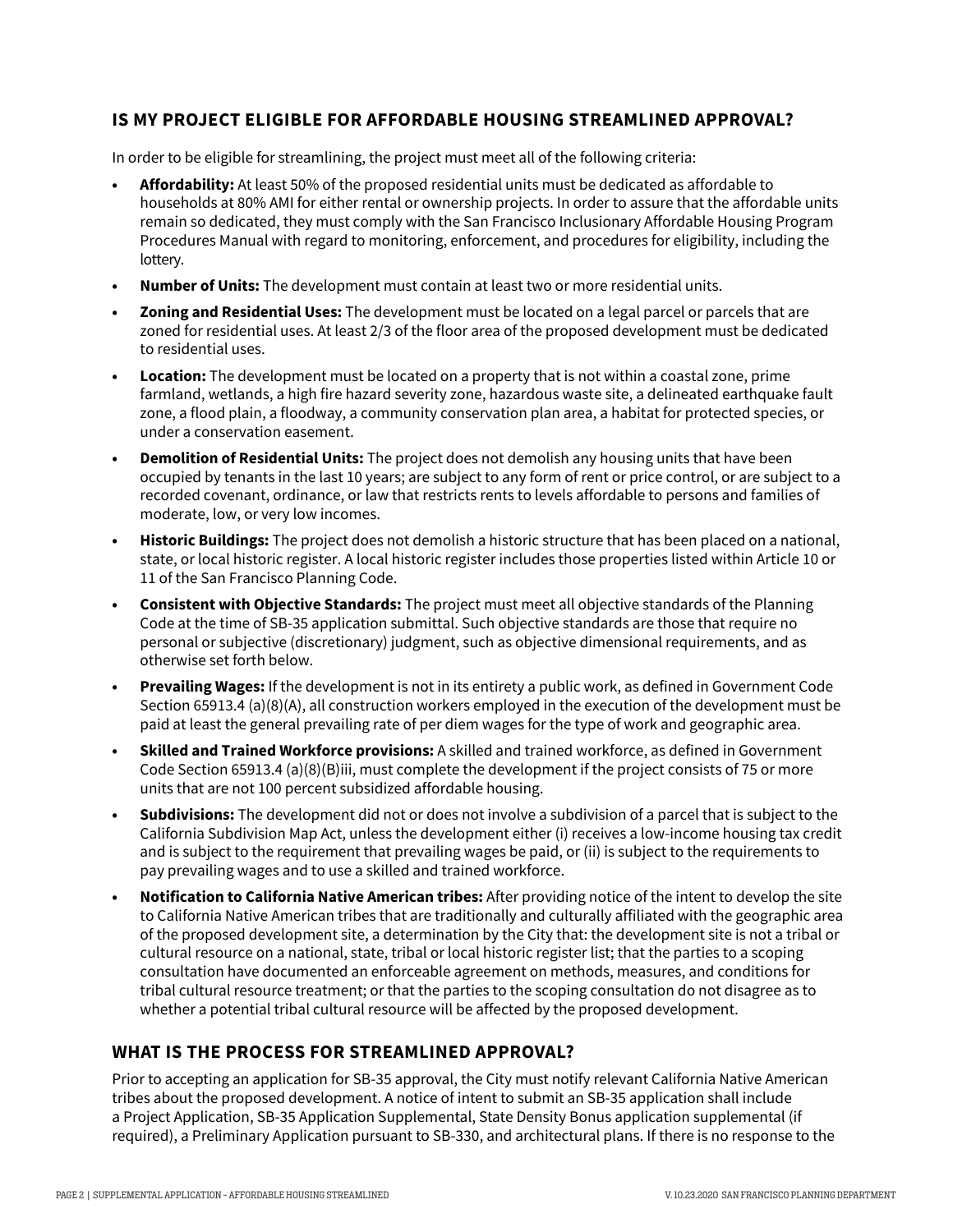## IS MY PROJECT ELIGIBLE FOR AFFORDABLE HOUSING STREAMLINED APPROVAL?

In order to be eligible for streamlining, the project must meet all of the following criteria:

- **Affordability:** At least 50% of the proposed residential units must be dedicated as affordable to households at 80% AMI for either rental or ownership projects. In order to assure that the affordable units remain so dedicated, they must comply with the San Francisco Inclusionary Affordable Housing Program Procedures Manual with regard to monitoring, enforcement, and procedures for eligibility, including the lottery.
- **Number of Units:** The development must contain at least two or more residential units.
- **Zoning and Residential Uses:** The development must be located on a legal parcel or parcels that are zoned for residential uses. At least 2/3 of the floor area of the proposed development must be dedicated to residential uses.
- **Location:** The development must be located on a property that is not within a coastal zone, prime farmland, wetlands, a high fire hazard severity zone, hazardous waste site, a delineated earthquake fault zone, a flood plain, a floodway, a community conservation plan area, a habitat for protected species, or under a conservation easement.
- **Demolition of Residential Units:** The project does not demolish any housing units that have been occupied by tenants in the last 10 years; are subject to any form of rent or price control, or are subject to a recorded covenant, ordinance, or law that restricts rents to levels affordable to persons and families of moderate, low, or very low incomes.
- **Historic Buildings:** The project does not demolish a historic structure that has been placed on a national, state, or local historic register. A local historic register includes those properties listed within Article 10 or 11 of the San Francisco Planning Code.
- **Consistent with Objective Standards:** The project must meet all objective standards of the Planning Code at the time of SB-35 application submittal. Such objective standards are those that require no personal or subjective (discretionary) judgment, such as objective dimensional requirements, and as otherwise set forth below.
- **Prevailing Wages:** If the development is not in its entirety a public work, as defined in Government Code Section 65913.4 (a)(8)(A), all construction workers employed in the execution of the development must be paid at least the general prevailing rate of per diem wages for the type of work and geographic area.
- **Skilled and Trained Workforce provisions:** A skilled and trained workforce, as defined in Government Code Section 65913.4 (a)(8)(B)iii, must complete the development if the project consists of 75 or more units that are not 100 percent subsidized affordable housing.
- **Subdivisions:** The development did not or does not involve a subdivision of a parcel that is subject to the California Subdivision Map Act, unless the development either (i) receives a low-income housing tax credit and is subject to the requirement that prevailing wages be paid, or (ii) is subject to the requirements to pay prevailing wages and to use a skilled and trained workforce.
- **Notification to California Native American tribes:** After providing notice of the intent to develop the site to California Native American tribes that are traditionally and culturally affiliated with the geographic area of the proposed development site, a determination by the City that: the development site is not a tribal or cultural resource on a national, state, tribal or local historic register list; that the parties to a scoping consultation have documented an enforceable agreement on methods, measures, and conditions for tribal cultural resource treatment; or that the parties to the scoping consultation do not disagree as to whether a potential tribal cultural resource will be affected by the proposed development.

## WHAT IS THE PROCESS FOR STREAMLINED APPROVAL?

Prior to accepting an application for SB-35 approval, the City must notify relevant California Native American tribes about the proposed development. A notice of intent to submit an SB-35 application shall include a Project Application, SB-35 Application Supplemental, State Density Bonus application supplemental (if required), a Preliminary Application pursuant to SB-330, and architectural plans. If there is no response to the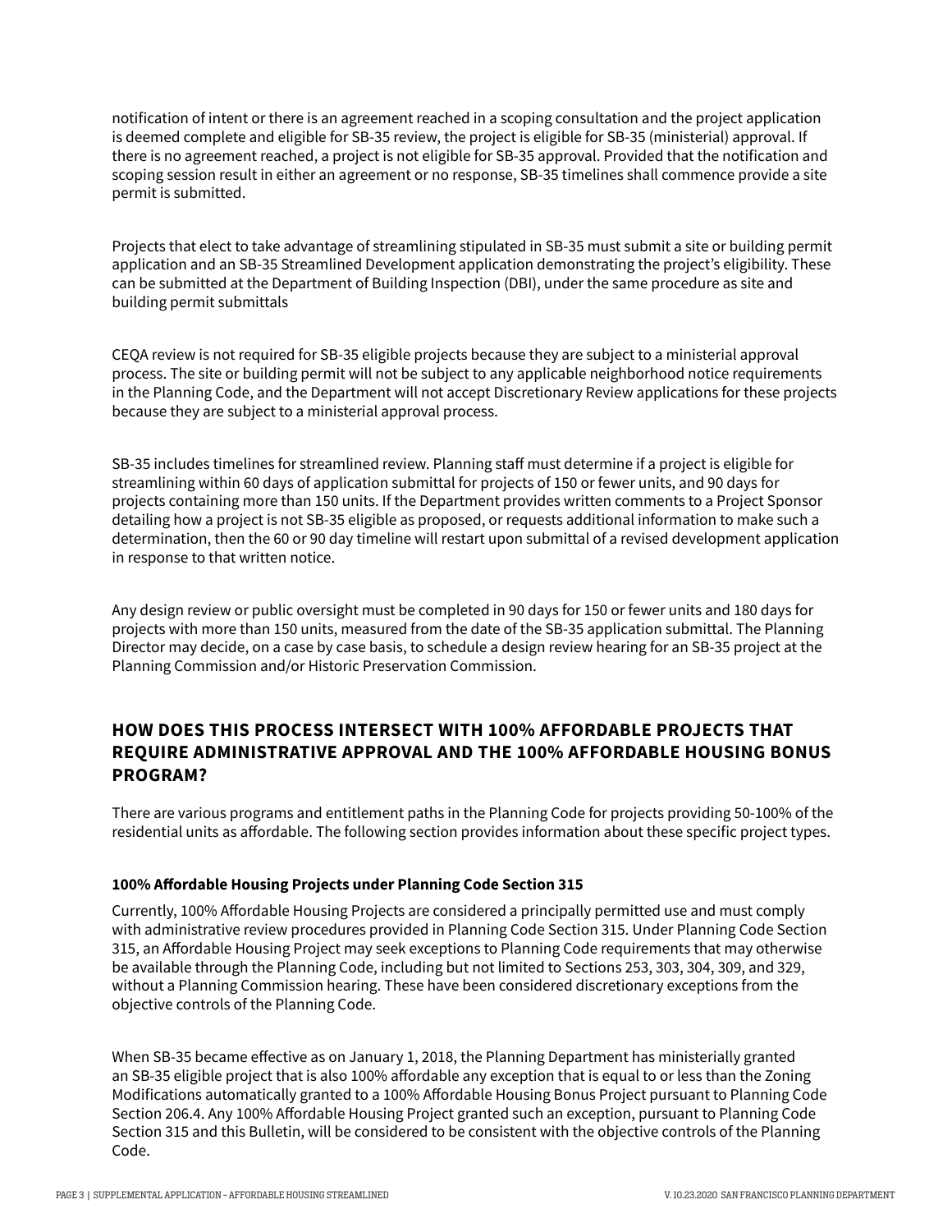notification of intent or there is an agreement reached in a scoping consultation and the project application is deemed complete and eligible for SB-35 review, the project is eligible for SB-35 (ministerial) approval. If there is no agreement reached, a project is not eligible for SB-35 approval. Provided that the notification and scoping session result in either an agreement or no response, SB-35 timelines shall commence provide a site permit is submitted.

Projects that elect to take advantage of streamlining stipulated in SB-35 must submit a site or building permit application and an SB-35 Streamlined Development application demonstrating the project's eligibility. These can be submitted at the Department of Building Inspection (DBI), under the same procedure as site and building permit submittals

CEQA review is not required for SB-35 eligible projects because they are subject to a ministerial approval process. The site or building permit will not be subject to any applicable neighborhood notice requirements in the Planning Code, and the Department will not accept Discretionary Review applications for these projects because they are subject to a ministerial approval process.

SB-35 includes timelines for streamlined review. Planning staff must determine if a project is eligible for streamlining within 60 days of application submittal for projects of 150 or fewer units, and 90 days for projects containing more than 150 units. If the Department provides written comments to a Project Sponsor detailing how a project is not SB-35 eligible as proposed, or requests additional information to make such a determination, then the 60 or 90 day timeline will restart upon submittal of a revised development application in response to that written notice.

Any design review or public oversight must be completed in 90 days for 150 or fewer units and 180 days for projects with more than 150 units, measured from the date of the SB-35 application submittal. The Planning Director may decide, on a case by case basis, to schedule a design review hearing for an SB-35 project at the Planning Commission and/or Historic Preservation Commission.

## HOW DOES THIS PROCESS INTERSECT WITH 100% AFFORDABLE PROJECTS THAT REQUIRE ADMINISTRATIVE APPROVAL AND THE 100% AFFORDABLE HOUSING BONUS PROGRAM?

There are various programs and entitlement paths in the Planning Code for projects providing 50-100% of the residential units as affordable. The following section provides information about these specific project types.

### 100% Affordable Housing Projects under Planning Code Section 315

Currently, 100% Affordable Housing Projects are considered a principally permitted use and must comply with administrative review procedures provided in Planning Code Section 315. Under Planning Code Section 315, an Affordable Housing Project may seek exceptions to Planning Code requirements that may otherwise be available through the Planning Code, including but not limited to Sections 253, 303, 304, 309, and 329, without a Planning Commission hearing. These have been considered discretionary exceptions from the objective controls of the Planning Code.

When SB-35 became effective as on January 1, 2018, the Planning Department has ministerially granted an SB-35 eligible project that is also 100% affordable any exception that is equal to or less than the Zoning Modifications automatically granted to a 100% Affordable Housing Bonus Project pursuant to Planning Code Section 206.4. Any 100% Affordable Housing Project granted such an exception, pursuant to Planning Code Section 315 and this Bulletin, will be considered to be consistent with the objective controls of the Planning Code.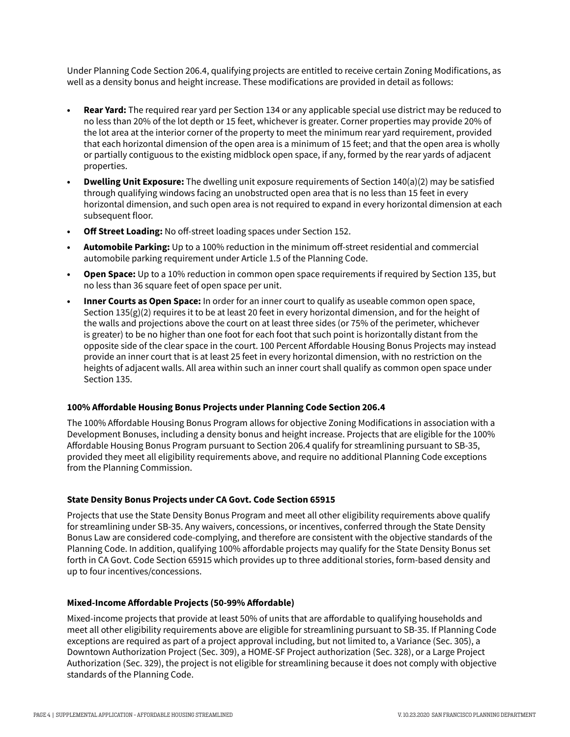Under Planning Code Section 206.4, qualifying projects are entitled to receive certain Zoning Modifications, as well as a density bonus and height increase. These modifications are provided in detail as follows:

- **Rear Yard:** The required rear yard per Section 134 or any applicable special use district may be reduced to no less than 20% of the lot depth or 15 feet, whichever is greater. Corner properties may provide 20% of the lot area at the interior corner of the property to meet the minimum rear yard requirement, provided that each horizontal dimension of the open area is a minimum of 15 feet; and that the open area is wholly or partially contiguous to the existing midblock open space, if any, formed by the rear yards of adjacent properties.
- **Dwelling Unit Exposure:** The dwelling unit exposure requirements of Section 140(a)(2) may be satisfied through qualifying windows facing an unobstructed open area that is no less than 15 feet in every horizontal dimension, and such open area is not required to expand in every horizontal dimension at each subsequent floor.
- **Off Street Loading:** No off-street loading spaces under Section 152.
- **Automobile Parking:** Up to a 100% reduction in the minimum off-street residential and commercial automobile parking requirement under Article 1.5 of the Planning Code.
- **Open Space:** Up to a 10% reduction in common open space requirements if required by Section 135, but no less than 36 square feet of open space per unit.
- **Inner Courts as Open Space:** In order for an inner court to qualify as useable common open space, Section 135(g)(2) requires it to be at least 20 feet in every horizontal dimension, and for the height of the walls and projections above the court on at least three sides (or 75% of the perimeter, whichever is greater) to be no higher than one foot for each foot that such point is horizontally distant from the opposite side of the clear space in the court. 100 Percent Affordable Housing Bonus Projects may instead provide an inner court that is at least 25 feet in every horizontal dimension, with no restriction on the heights of adjacent walls. All area within such an inner court shall qualify as common open space under Section 135.

#### 100% Affordable Housing Bonus Projects under Planning Code Section 206.4

The 100% Affordable Housing Bonus Program allows for objective Zoning Modifications in association with a Development Bonuses, including a density bonus and height increase. Projects that are eligible for the 100% Affordable Housing Bonus Program pursuant to Section 206.4 qualify for streamlining pursuant to SB-35, provided they meet all eligibility requirements above, and require no additional Planning Code exceptions from the Planning Commission.

#### State Density Bonus Projects under CA Govt. Code Section 65915

Projects that use the State Density Bonus Program and meet all other eligibility requirements above qualify for streamlining under SB-35. Any waivers, concessions, or incentives, conferred through the State Density Bonus Law are considered code-complying, and therefore are consistent with the objective standards of the Planning Code. In addition, qualifying 100% affordable projects may qualify for the State Density Bonus set forth in CA Govt. Code Section 65915 which provides up to three additional stories, form-based density and up to four incentives/concessions.

#### Mixed-Income Affordable Projects (50-99% Affordable)

Mixed-income projects that provide at least 50% of units that are affordable to qualifying households and meet all other eligibility requirements above are eligible for streamlining pursuant to SB-35. If Planning Code exceptions are required as part of a project approval including, but not limited to, a Variance (Sec. 305), a Downtown Authorization Project (Sec. 309), a HOME-SF Project authorization (Sec. 328), or a Large Project Authorization (Sec. 329), the project is not eligible for streamlining because it does not comply with objective standards of the Planning Code.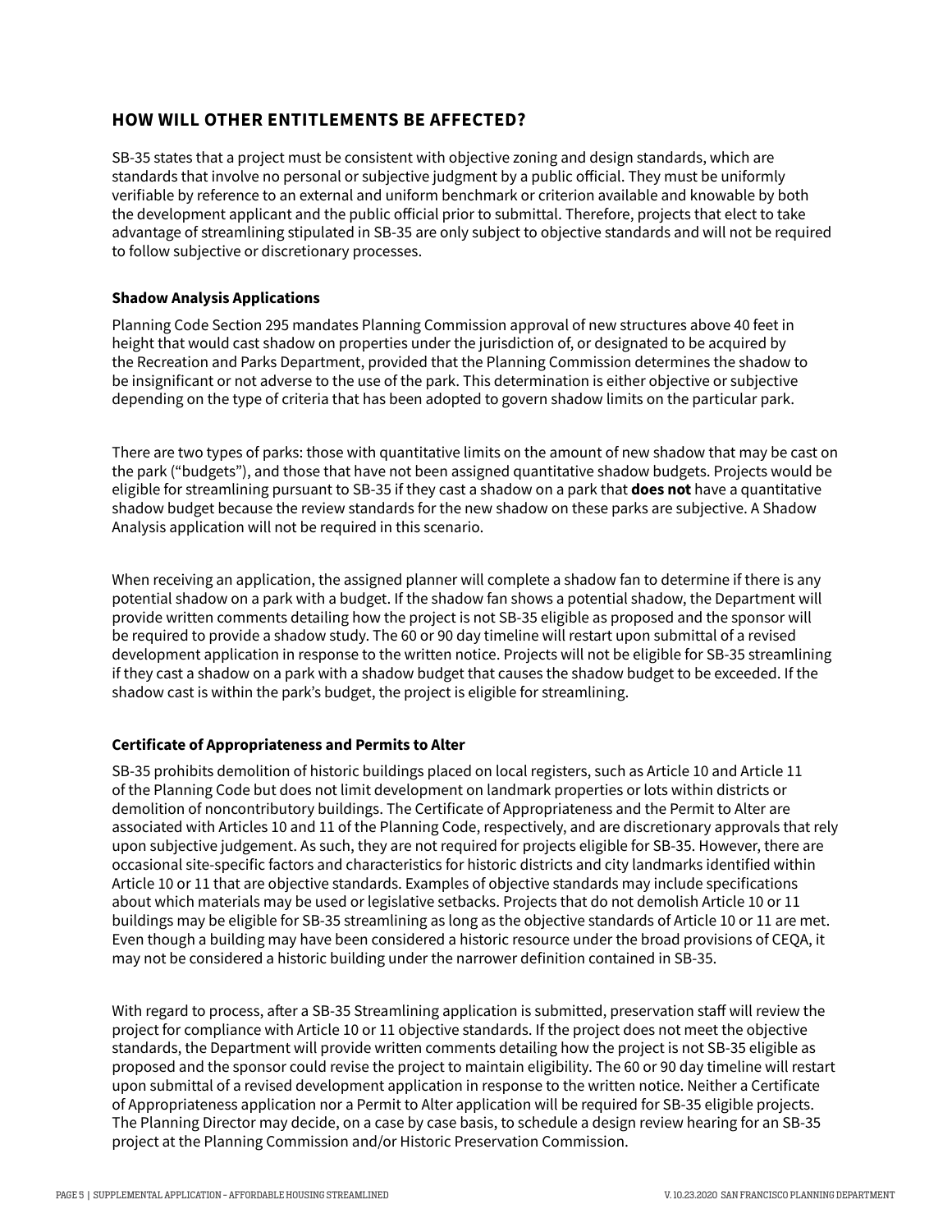## HOW WILL OTHER ENTITLEMENTS BE AFFECTED?

SB-35 states that a project must be consistent with objective zoning and design standards, which are standards that involve no personal or subjective judgment by a public official. They must be uniformly verifiable by reference to an external and uniform benchmark or criterion available and knowable by both the development applicant and the public official prior to submittal. Therefore, projects that elect to take advantage of streamlining stipulated in SB-35 are only subject to objective standards and will not be required to follow subjective or discretionary processes.

### Shadow Analysis Applications

Planning Code Section 295 mandates Planning Commission approval of new structures above 40 feet in height that would cast shadow on properties under the jurisdiction of, or designated to be acquired by the Recreation and Parks Department, provided that the Planning Commission determines the shadow to be insignificant or not adverse to the use of the park. This determination is either objective or subjective depending on the type of criteria that has been adopted to govern shadow limits on the particular park.

There are two types of parks: those with quantitative limits on the amount of new shadow that may be cast on the park ("budgets"), and those that have not been assigned quantitative shadow budgets. Projects would be eligible for streamlining pursuant to SB-35 if they cast a shadow on a park that **does not** have a quantitative shadow budget because the review standards for the new shadow on these parks are subjective. A Shadow Analysis application will not be required in this scenario.

When receiving an application, the assigned planner will complete a shadow fan to determine if there is any potential shadow on a park with a budget. If the shadow fan shows a potential shadow, the Department will provide written comments detailing how the project is not SB-35 eligible as proposed and the sponsor will be required to provide a shadow study. The 60 or 90 day timeline will restart upon submittal of a revised development application in response to the written notice. Projects will not be eligible for SB-35 streamlining if they cast a shadow on a park with a shadow budget that causes the shadow budget to be exceeded. If the shadow cast is within the park's budget, the project is eligible for streamlining.

### Certificate of Appropriateness and Permits to Alter

SB-35 prohibits demolition of historic buildings placed on local registers, such as Article 10 and Article 11 of the Planning Code but does not limit development on landmark properties or lots within districts or demolition of noncontributory buildings. The Certificate of Appropriateness and the Permit to Alter are associated with Articles 10 and 11 of the Planning Code, respectively, and are discretionary approvals that rely upon subjective judgement. As such, they are not required for projects eligible for SB-35. However, there are occasional site-specific factors and characteristics for historic districts and city landmarks identified within Article 10 or 11 that are objective standards. Examples of objective standards may include specifications about which materials may be used or legislative setbacks. Projects that do not demolish Article 10 or 11 buildings may be eligible for SB-35 streamlining as long as the objective standards of Article 10 or 11 are met. Even though a building may have been considered a historic resource under the broad provisions of CEQA, it may not be considered a historic building under the narrower definition contained in SB-35.

With regard to process, after a SB-35 Streamlining application is submitted, preservation staff will review the project for compliance with Article 10 or 11 objective standards. If the project does not meet the objective standards, the Department will provide written comments detailing how the project is not SB-35 eligible as proposed and the sponsor could revise the project to maintain eligibility. The 60 or 90 day timeline will restart upon submittal of a revised development application in response to the written notice. Neither a Certificate of Appropriateness application nor a Permit to Alter application will be required for SB-35 eligible projects. The Planning Director may decide, on a case by case basis, to schedule a design review hearing for an SB-35 project at the Planning Commission and/or Historic Preservation Commission.